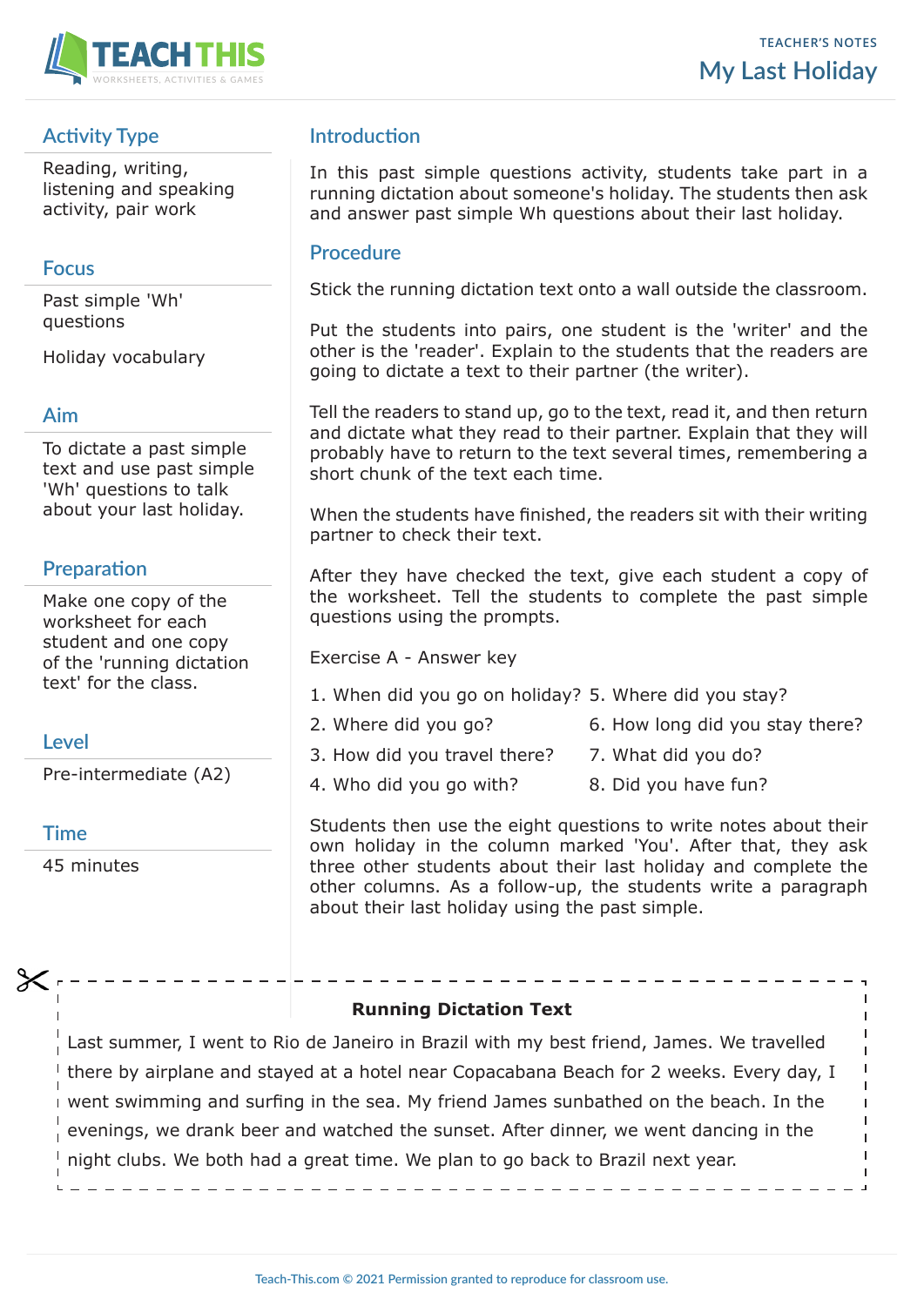TEACHER'S NOTES

# My Last Holiday

## Activity Type

Reading, writing, listening and speaking activity, pair work

## Focus

Past simple 'Wh' questions

Holiday vocabulary

## Aim

To dictate a past simple text and use past simple 'Wh' questions to talk about your last holiday.

## Preparation

Make one copy of the worksheet for each student and one copy of the 'running dictation text' for the class.

## Level

Pre-intermediate (A2)

## Time

45 minutes

## Introduction

In this past simple questions activity, students take part in a running dictation about someone's holiday. The students then ask and answer past simple Wh questions about their last holiday.

## Procedure

Stick the running dictation text onto a wall outside the classroom.

Put the students into pairs, one student is the 'writer' and the other is the 'reader'. Explain to the students that the readers are going to dictate a text to their partner (the writer).

Tell the readers to stand up, go to the text, read it, and then return and dictate what they read to their partner. Explain that they will probably have to return to the text several times, remembering a short chunk of the text each time.

When the students have finished, the readers sit with their writing partner to check their text.

After they have checked the text, give each student a copy of the worksheet. Tell the students to complete the past simple questions using the prompts.

Exercise A - Answer key

1. When did you go on holiday?
2. Where did you go?
3. How did you travel there?
4. Who did you go with?
5. Where did you stay?
6. How long did you stay there?
7. What did you do?
8. Did you have fun?

Students then use the eight questions to write notes about their own holiday in the column marked 'You'. After that, they ask three other students about their last holiday and complete the other columns. As a follow-up, the students write a paragraph about their last holiday using the past simple.

---

**Running Dictation Text**

Last summer, I went to Rio de Janeiro in Brazil with my best friend, James. We travelled there by airplane and stayed at a hotel near Copacabana Beach for 2 weeks. Every day, I went swimming and surfing in the sea. My friend James sunbathed on the beach. In the evenings, we drank beer and watched the sunset. After dinner, we went dancing in the night clubs. We both had a great time. We plan to go back to Brazil next year.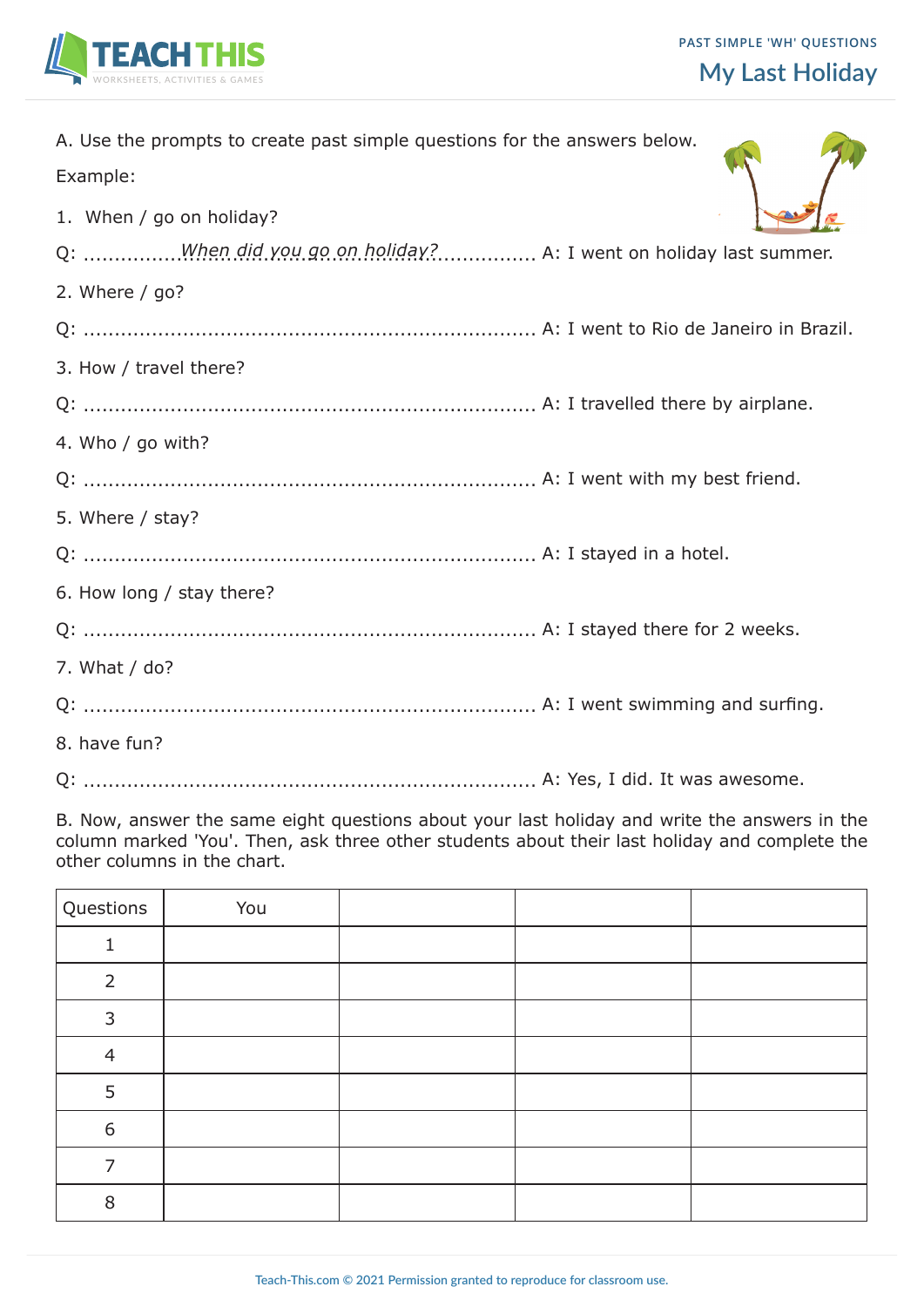# My Last Holiday

## Past Simple 'Wh' Questions

A. Use the prompts to create past simple questions for the answers below.

Example:

1. When / go on holiday?

Q: ............*When did you go on holiday?*............ A: I went on holiday last summer.

2. Where / go?

Q: ........................................................................ A: I went to Rio de Janeiro in Brazil.

3. How / travel there?

Q: ........................................................................ A: I travelled there by airplane.

4. Who / go with?

Q: ........................................................................ A: I went with my best friend.

5. Where / stay?

Q: ........................................................................ A: I stayed in a hotel.

6. How long / stay there?

Q: ........................................................................ A: I stayed there for 2 weeks.

7. What / do?

Q: ........................................................................ A: I went swimming and surfing.

8. have fun?

Q: ........................................................................ A: Yes, I did. It was awesome.

B. Now, answer the same eight questions about your last holiday and write the answers in the column marked 'You'. Then, ask three other students about their last holiday and complete the other columns in the chart.

| Questions | You | | | |
|---|---|---|---|---|
| 1 | | | | |
| 2 | | | | |
| 3 | | | | |
| 4 | | | | |
| 5 | | | | |
| 6 | | | | |
| 7 | | | | |
| 8 | | | | |